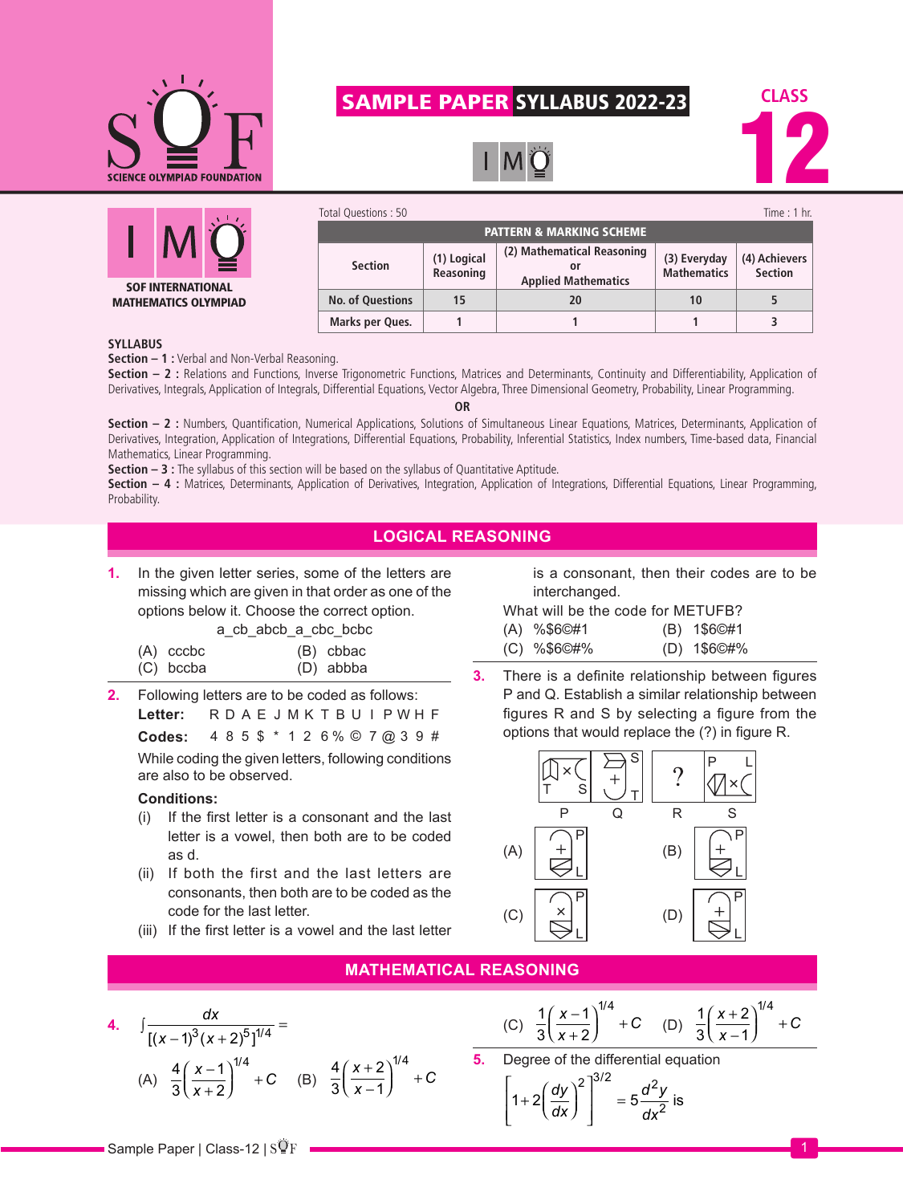# SAMPLE PAPER SYLLABUS 2022-23

CLASS 12

IMO

SOF INTERNATIONAL MATHEMATICS OLYMPIAD

Total Questions : 50 | Time : 1 hr.

| PATTERN & MARKING SCHEME | | | | |
|---|---|---|---|---|
| Section | (1) Logical Reasoning | (2) Mathematical Reasoning or Applied Mathematics | (3) Everyday Mathematics | (4) Achievers Section |
| No. of Questions | 15 | 20 | 10 | 5 |
| Marks per Ques. | 1 | 1 | 1 | 3 |

**SYLLABUS**

**Section – 1 :** Verbal and Non-Verbal Reasoning.

**Section – 2 :** Relations and Functions, Inverse Trigonometric Functions, Matrices and Determinants, Continuity and Differentiability, Application of Derivatives, Integrals, Application of Integrals, Differential Equations, Vector Algebra, Three Dimensional Geometry, Probability, Linear Programming.

**OR**

**Section – 2 :** Numbers, Quantification, Numerical Applications, Solutions of Simultaneous Linear Equations, Matrices, Determinants, Application of Derivatives, Integration, Application of Integrations, Differential Equations, Probability, Inferential Statistics, Index numbers, Time-based data, Financial Mathematics, Linear Programming.

**Section – 3 :** The syllabus of this section will be based on the syllabus of Quantitative Aptitude.

**Section – 4 :** Matrices, Determinants, Application of Derivatives, Integration, Application of Integrations, Differential Equations, Linear Programming, Probability.

## LOGICAL REASONING

**1.** In the given letter series, some of the letters are missing which are given in that order as one of the options below it. Choose the correct option.

a_cb_abcb_a_cbc_bcbc

(A) cccbc (B) cbbac
(C) bccba (D) abbba

**2.** Following letters are to be coded as follows:

| **Letter:** | R | D | A | E | J | M | K | T | B | U | I | P | W | H | F |
|---|---|---|---|---|---|---|---|---|---|---|---|---|---|---|---|
| **Codes:** | 4 | 8 | 5 | $ | * | 1 | 2 | 6 | % | © | 7 | @ | 3 | 9 | # |

While coding the given letters, following conditions are also to be observed.

**Conditions:**

(i) If the first letter is a consonant and the last letter is a vowel, then both are to be coded as d.

(ii) If both the first and the last letters are consonants, then both are to be coded as the code for the last letter.

(iii) If the first letter is a vowel and the last letter is a consonant, then their codes are to be interchanged.

What will be the code for METUFB?

(A) %$6©#1 (B) 1$6©#1
(C) %$6©#% (D) 1$6©#%

**3.** There is a definite relationship between figures P and Q. Establish a similar relationship between figures R and S by selecting a figure from the options that would replace the (?) in figure R.

P Q R S

(A) (B) (C) (D)

## MATHEMATICAL REASONING

**4.** $\int \dfrac{dx}{[(x-1)^3(x+2)^5]^{1/4}} =$

(A) $\dfrac{4}{3}\left(\dfrac{x-1}{x+2}\right)^{1/4}+C$ (B) $\dfrac{4}{3}\left(\dfrac{x+2}{x-1}\right)^{1/4}+C$

(C) $\dfrac{1}{3}\left(\dfrac{x-1}{x+2}\right)^{1/4}+C$ (D) $\dfrac{1}{3}\left(\dfrac{x+2}{x-1}\right)^{1/4}+C$

**5.** Degree of the differential equation

$$\left[1+2\left(\frac{dy}{dx}\right)^2\right]^{3/2} = 5\frac{d^2y}{dx^2} \text{ is}$$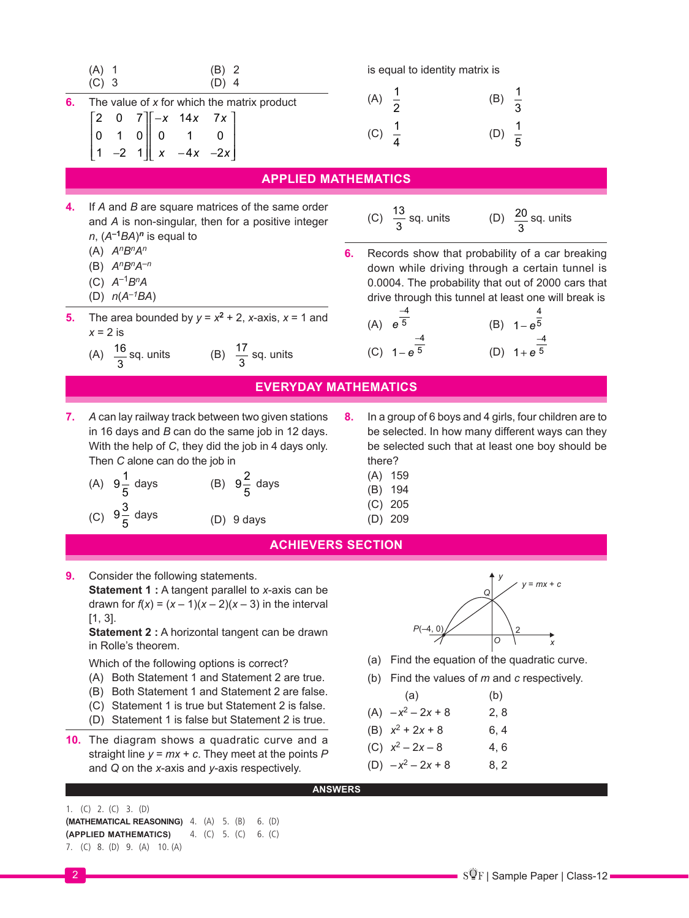(A) 1 (B) 2
(C) 3 (D) 4

**6.** The value of $x$ for which the matrix product

$$\begin{bmatrix} 2 & 0 & 7 \\ 0 & 1 & 0 \\ 1 & -2 & 1 \end{bmatrix}\begin{bmatrix} -x & 14x & 7x \\ 0 & 1 & 0 \\ x & -4x & -2x \end{bmatrix}$$

is equal to identity matrix is

(A) $\frac{1}{2}$ (B) $\frac{1}{3}$

(C) $\frac{1}{4}$ (D) $\frac{1}{5}$

## APPLIED MATHEMATICS

**4.** If $A$ and $B$ are square matrices of the same order and $A$ is non-singular, then for a positive integer $n$, $(A^{-1}BA)^n$ is equal to

(A) $A^nB^nA^n$

(B) $A^nB^nA^{-n}$

(C) $A^{-1}B^nA$

(D) $n(A^{-1}BA)$

**5.** The area bounded by $y = x^2 + 2$, $x$-axis, $x = 1$ and $x = 2$ is

(A) $\frac{16}{3}$ sq. units (B) $\frac{17}{3}$ sq. units

(C) $\frac{13}{3}$ sq. units (D) $\frac{20}{3}$ sq. units

**6.** Records show that probability of a car breaking down while driving through a certain tunnel is 0.0004. The probability that out of 2000 cars that drive through this tunnel at least one will break is

(A) $e^{\frac{-4}{5}}$ (B) $1 - e^{\frac{4}{5}}$

(C) $1 - e^{\frac{-4}{5}}$ (D) $1 + e^{\frac{-4}{5}}$

## EVERYDAY MATHEMATICS

**7.** $A$ can lay railway track between two given stations in 16 days and $B$ can do the same job in 12 days. With the help of $C$, they did the job in 4 days only. Then $C$ alone can do the job in

(A) $9\frac{1}{5}$ days (B) $9\frac{2}{5}$ days

(C) $9\frac{3}{5}$ days (D) 9 days

**8.** In a group of 6 boys and 4 girls, four children are to be selected. In how many different ways can they be selected such that at least one boy should be there?

(A) 159
(B) 194
(C) 205
(D) 209

## ACHIEVERS SECTION

**9.** Consider the following statements.

**Statement 1 :** A tangent parallel to $x$-axis can be drawn for $f(x) = (x - 1)(x - 2)(x - 3)$ in the interval [1, 3].

**Statement 2 :** A horizontal tangent can be drawn in Rolle's theorem.

Which of the following options is correct?

(A) Both Statement 1 and Statement 2 are true.
(B) Both Statement 1 and Statement 2 are false.
(C) Statement 1 is true but Statement 2 is false.
(D) Statement 1 is false but Statement 2 is true.

**10.** The diagram shows a quadratic curve and a straight line $y = mx + c$. They meet at the points $P$ and $Q$ on the $x$-axis and $y$-axis respectively.

y
y = mx + c
Q
P(–4, 0)
2
O
x

(a) Find the equation of the quadratic curve.

(b) Find the values of $m$ and $c$ respectively.

| | (a) | (b) |
|---|---|---|
| (A) | $-x^2 - 2x + 8$ | 2, 8 |
| (B) | $x^2 + 2x + 8$ | 6, 4 |
| (C) | $x^2 - 2x - 8$ | 4, 6 |
| (D) | $-x^2 - 2x + 8$ | 8, 2 |

## ANSWERS

1. (C) 2. (C) 3. (D)

**(MATHEMATICAL REASONING)** 4. (A) 5. (B) 6. (D)

**(APPLIED MATHEMATICS)** 4. (C) 5. (C) 6. (C)

7. (C) 8. (D) 9. (A) 10. (A)